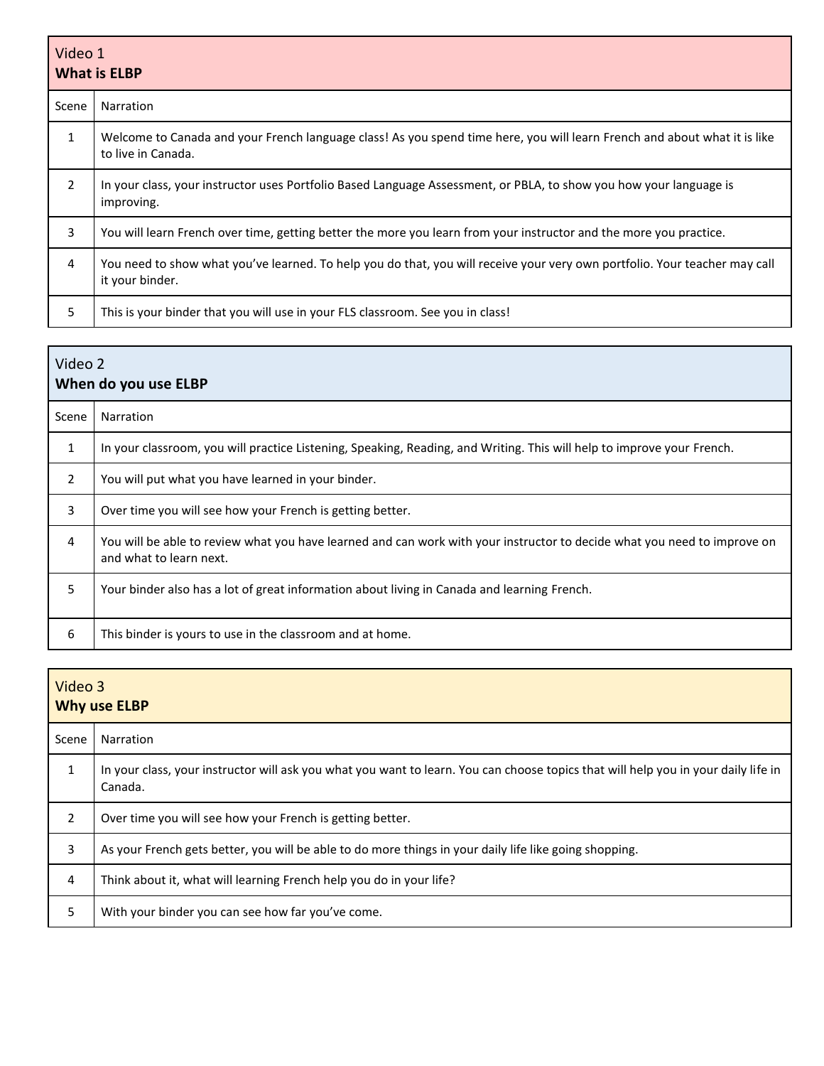| Video 1<br>**What is ELBP** | |
|---|---|
| Scene | Narration |
| 1 | Welcome to Canada and your French language class! As you spend time here, you will learn French and about what it is like to live in Canada. |
| 2 | In your class, your instructor uses Portfolio Based Language Assessment, or PBLA, to show you how your language is improving. |
| 3 | You will learn French over time, getting better the more you learn from your instructor and the more you practice. |
| 4 | You need to show what you've learned. To help you do that, you will receive your very own portfolio. Your teacher may call it your binder. |
| 5 | This is your binder that you will use in your FLS classroom. See you in class! |

| Video 2<br>**When do you use ELBP** | |
|---|---|
| Scene | Narration |
| 1 | In your classroom, you will practice Listening, Speaking, Reading, and Writing. This will help to improve your French. |
| 2 | You will put what you have learned in your binder. |
| 3 | Over time you will see how your French is getting better. |
| 4 | You will be able to review what you have learned and can work with your instructor to decide what you need to improve on and what to learn next. |
| 5 | Your binder also has a lot of great information about living in Canada and learning French. |
| 6 | This binder is yours to use in the classroom and at home. |

| Video 3<br>**Why use ELBP** | |
|---|---|
| Scene | Narration |
| 1 | In your class, your instructor will ask you what you want to learn. You can choose topics that will help you in your daily life in Canada. |
| 2 | Over time you will see how your French is getting better. |
| 3 | As your French gets better, you will be able to do more things in your daily life like going shopping. |
| 4 | Think about it, what will learning French help you do in your life? |
| 5 | With your binder you can see how far you've come. |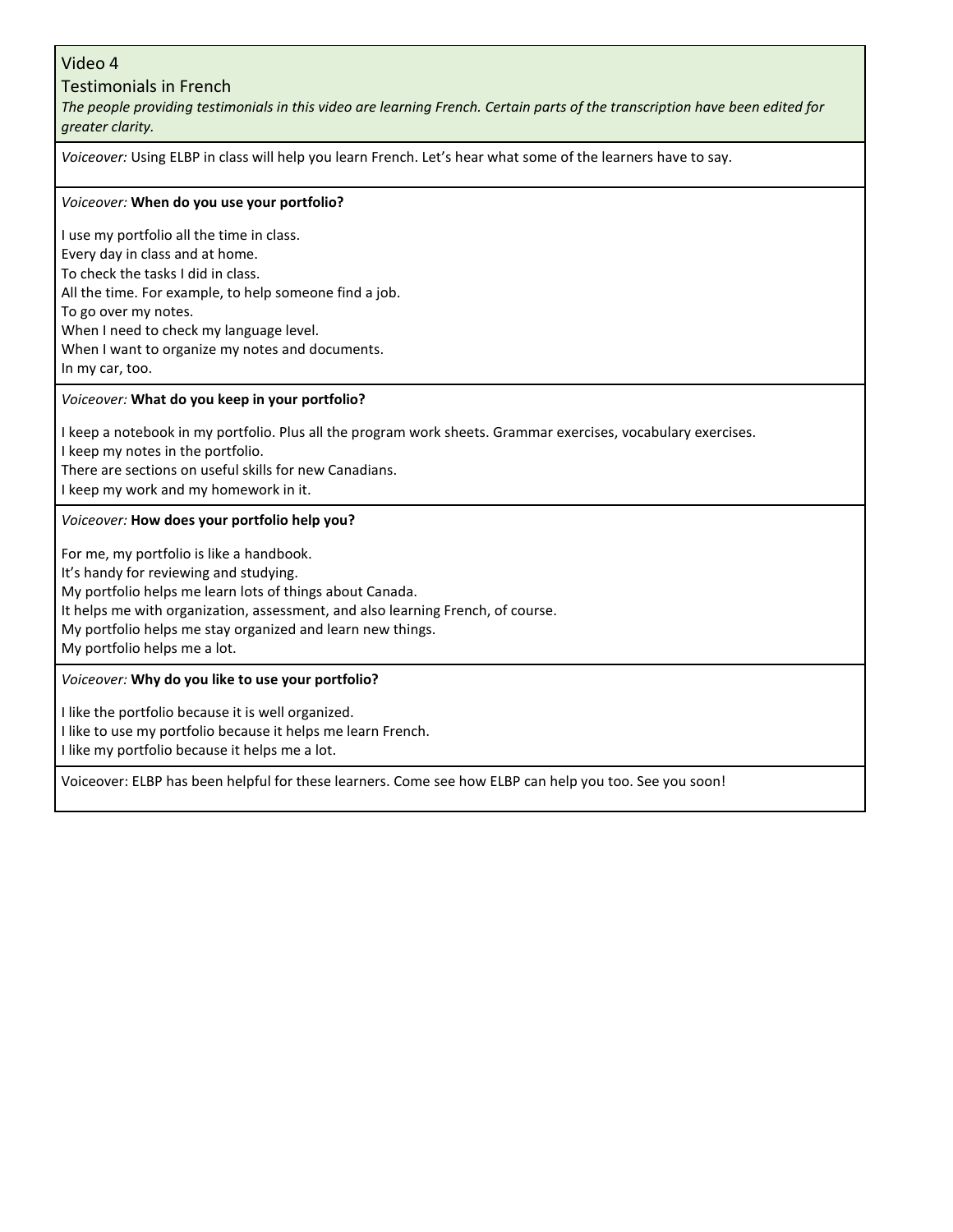Video 4

Testimonials in French

*The people providing testimonials in this video are learning French. Certain parts of the transcription have been edited for greater clarity.*

*Voiceover:* Using ELBP in class will help you learn French. Let's hear what some of the learners have to say.

*Voiceover:* **When do you use your portfolio?**

I use my portfolio all the time in class.
Every day in class and at home.
To check the tasks I did in class.
All the time. For example, to help someone find a job.
To go over my notes.
When I need to check my language level.
When I want to organize my notes and documents.
In my car, too.

*Voiceover:* **What do you keep in your portfolio?**

I keep a notebook in my portfolio. Plus all the program work sheets. Grammar exercises, vocabulary exercises.
I keep my notes in the portfolio.
There are sections on useful skills for new Canadians.
I keep my work and my homework in it.

*Voiceover:* **How does your portfolio help you?**

For me, my portfolio is like a handbook.
It's handy for reviewing and studying.
My portfolio helps me learn lots of things about Canada.
It helps me with organization, assessment, and also learning French, of course.
My portfolio helps me stay organized and learn new things.
My portfolio helps me a lot.

*Voiceover:* **Why do you like to use your portfolio?**

I like the portfolio because it is well organized.
I like to use my portfolio because it helps me learn French.
I like my portfolio because it helps me a lot.

Voiceover: ELBP has been helpful for these learners. Come see how ELBP can help you too. See you soon!